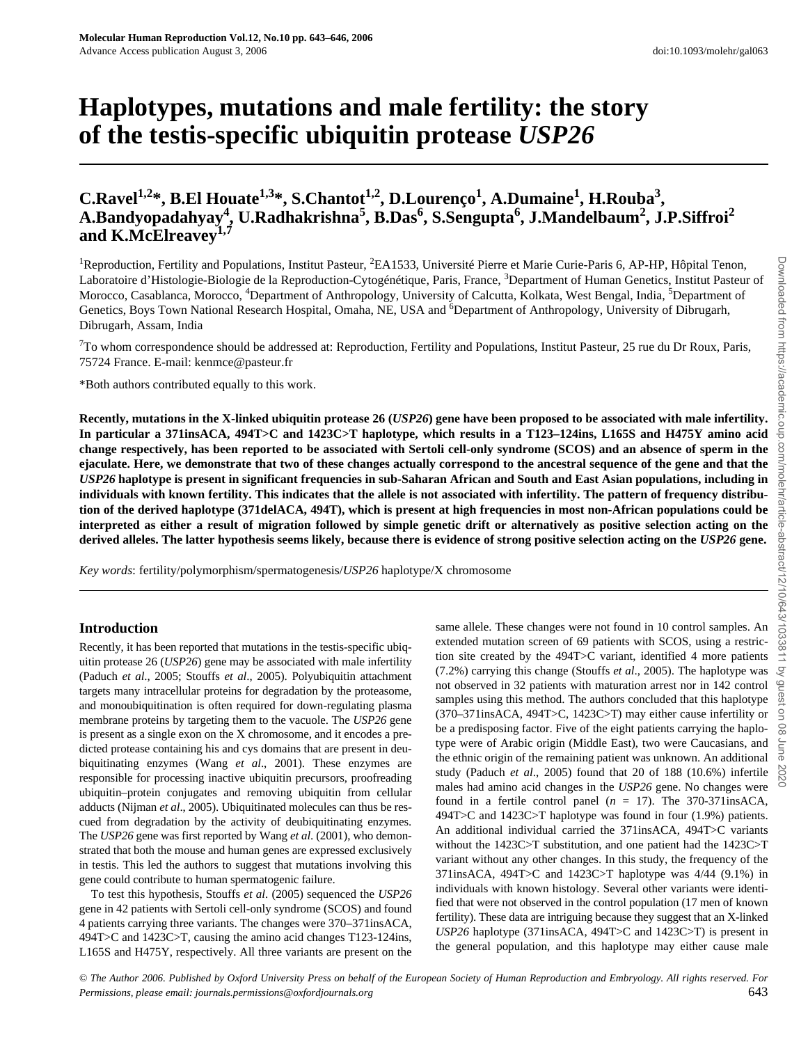# Haplotypes, mutations and male fertility: the story of the testis-specific ubiquitin protease *USP26*

**C.Ravel[1,2]*, B.El Houate[1,3]*, S.Chantot[1,2], D.Lourenço[1], A.Dumaine[1], H.Rouba[3], A.Bandyopadahyay[4], U.Radhakrishna[5], B.Das[6], S.Sengupta[6], J.Mandelbaum[2], J.P.Siffroi[2] and K.McElreavey[1,7]**

[1]Reproduction, Fertility and Populations, Institut Pasteur, [2]EA1533, Université Pierre et Marie Curie-Paris 6, AP-HP, Hôpital Tenon, Laboratoire d'Histologie-Biologie de la Reproduction-Cytogénétique, Paris, France, [3]Department of Human Genetics, Institut Pasteur of Morocco, Casablanca, Morocco, [4]Department of Anthropology, University of Calcutta, Kolkata, West Bengal, India, [5]Department of Genetics, Boys Town National Research Hospital, Omaha, NE, USA and [6]Department of Anthropology, University of Dibrugarh, Dibrugarh, Assam, India

[7]To whom correspondence should be addressed at: Reproduction, Fertility and Populations, Institut Pasteur, 25 rue du Dr Roux, Paris, 75724 France. E-mail: kenmce@pasteur.fr

*Both authors contributed equally to this work.

**Recently, mutations in the X-linked ubiquitin protease 26 (*USP26*) gene have been proposed to be associated with male infertility. In particular a 371insACA, 494T>C and 1423C>T haplotype, which results in a T123–124ins, L165S and H475Y amino acid change respectively, has been reported to be associated with Sertoli cell-only syndrome (SCOS) and an absence of sperm in the ejaculate. Here, we demonstrate that two of these changes actually correspond to the ancestral sequence of the gene and that the *USP26* haplotype is present in significant frequencies in sub-Saharan African and South and East Asian populations, including in individuals with known fertility. This indicates that the allele is not associated with infertility. The pattern of frequency distribution of the derived haplotype (371delACA, 494T), which is present at high frequencies in most non-African populations could be interpreted as either a result of migration followed by simple genetic drift or alternatively as positive selection acting on the derived alleles. The latter hypothesis seems likely, because there is evidence of strong positive selection acting on the *USP26* gene.**

*Key words*: fertility/polymorphism/spermatogenesis/*USP26* haplotype/X chromosome

## Introduction

Recently, it has been reported that mutations in the testis-specific ubiquitin protease 26 (*USP26*) gene may be associated with male infertility (Paduch *et al*., 2005; Stouffs *et al*., 2005). Polyubiquitin attachment targets many intracellular proteins for degradation by the proteasome, and monoubiquitination is often required for down-regulating plasma membrane proteins by targeting them to the vacuole. The *USP26* gene is present as a single exon on the X chromosome, and it encodes a predicted protease containing his and cys domains that are present in deubiquitinating enzymes (Wang *et al*., 2001). These enzymes are responsible for processing inactive ubiquitin precursors, proofreading ubiquitin–protein conjugates and removing ubiquitin from cellular adducts (Nijman *et al*., 2005). Ubiquitinated molecules can thus be rescued from degradation by the activity of deubiquitinating enzymes. The *USP26* gene was first reported by Wang *et al*. (2001), who demonstrated that both the mouse and human genes are expressed exclusively in testis. This led the authors to suggest that mutations involving this gene could contribute to human spermatogenic failure.

To test this hypothesis, Stouffs *et al*. (2005) sequenced the *USP26* gene in 42 patients with Sertoli cell-only syndrome (SCOS) and found 4 patients carrying three variants. The changes were 370–371insACA, 494T>C and 1423C>T, causing the amino acid changes T123-124ins, L165S and H475Y, respectively. All three variants are present on the same allele. These changes were not found in 10 control samples. An extended mutation screen of 69 patients with SCOS, using a restriction site created by the 494T>C variant, identified 4 more patients (7.2%) carrying this change (Stouffs *et al*., 2005). The haplotype was not observed in 32 patients with maturation arrest nor in 142 control samples using this method. The authors concluded that this haplotype (370–371insACA, 494T>C, 1423C>T) may either cause infertility or be a predisposing factor. Five of the eight patients carrying the haplotype were of Arabic origin (Middle East), two were Caucasians, and the ethnic origin of the remaining patient was unknown. An additional study (Paduch *et al*., 2005) found that 20 of 188 (10.6%) infertile males had amino acid changes in the *USP26* gene. No changes were found in a fertile control panel ($n$ = 17). The 370-371insACA, 494T>C and 1423C>T haplotype was found in four (1.9%) patients. An additional individual carried the 371insACA, 494T>C variants without the 1423C>T substitution, and one patient had the 1423C>T variant without any other changes. In this study, the frequency of the 371insACA, 494T>C and 1423C>T haplotype was 4/44 (9.1%) in individuals with known histology. Several other variants were identified that were not observed in the control population (17 men of known fertility). These data are intriguing because they suggest that an X-linked *USP26* haplotype (371insACA, 494T>C and 1423C>T) is present in the general population, and this haplotype may either cause male

© *The Author 2006. Published by Oxford University Press on behalf of the European Society of Human Reproduction and Embryology. All rights reserved. For Permissions, please email: journals.permissions@oxfordjournals.org*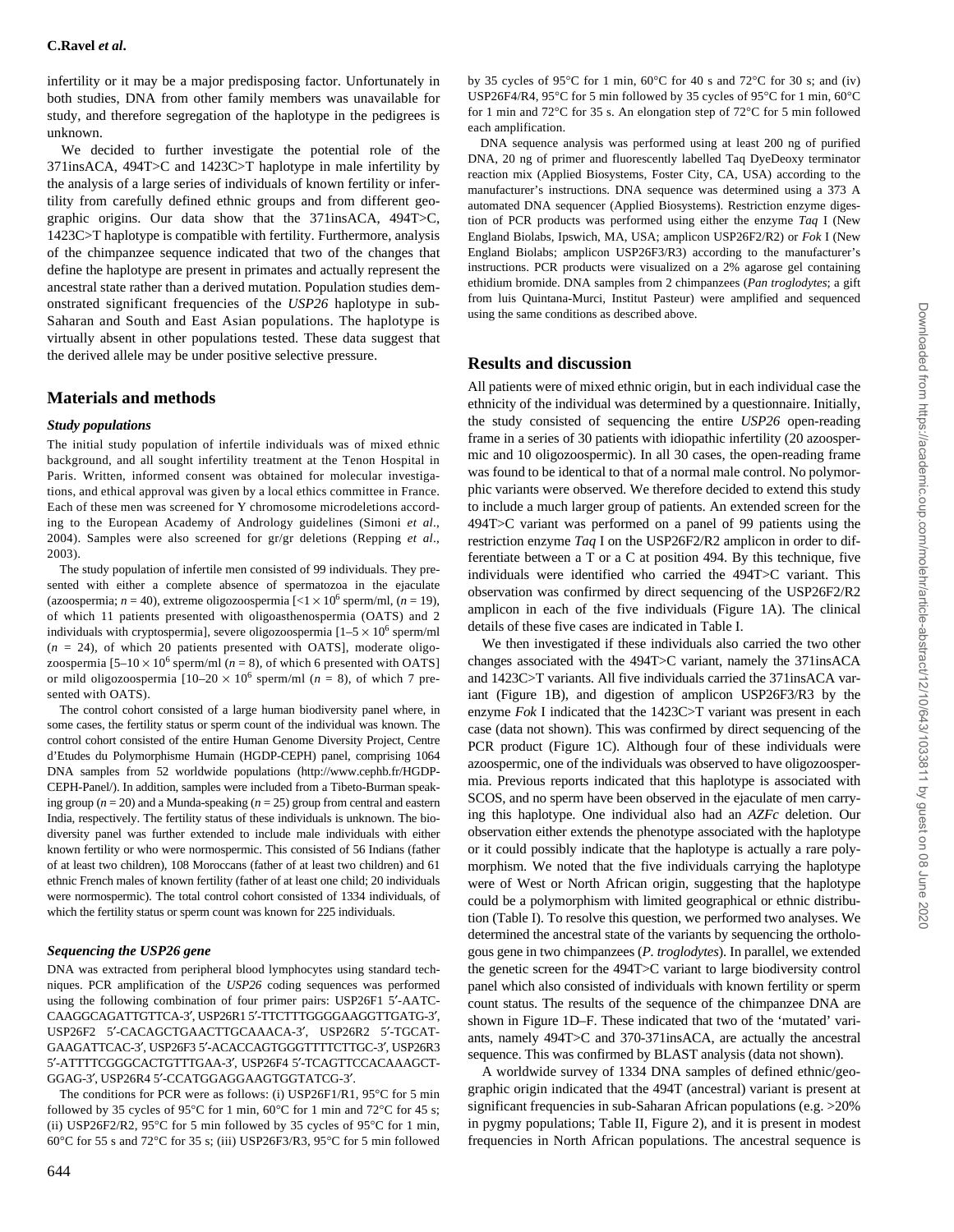infertility or it may be a major predisposing factor. Unfortunately in both studies, DNA from other family members was unavailable for study, and therefore segregation of the haplotype in the pedigrees is unknown.

We decided to further investigate the potential role of the 371insACA, 494T>C and 1423C>T haplotype in male infertility by the analysis of a large series of individuals of known fertility or infertility from carefully defined ethnic groups and from different geographic origins. Our data show that the 371insACA, 494T>C, 1423C>T haplotype is compatible with fertility. Furthermore, analysis of the chimpanzee sequence indicated that two of the changes that define the haplotype are present in primates and actually represent the ancestral state rather than a derived mutation. Population studies demonstrated significant frequencies of the *USP26* haplotype in sub-Saharan and South and East Asian populations. The haplotype is virtually absent in other populations tested. These data suggest that the derived allele may be under positive selective pressure.

## Materials and methods

### *Study populations*

The initial study population of infertile individuals was of mixed ethnic background, and all sought infertility treatment at the Tenon Hospital in Paris. Written, informed consent was obtained for molecular investigations, and ethical approval was given by a local ethics committee in France. Each of these men was screened for Y chromosome microdeletions according to the European Academy of Andrology guidelines (Simoni *et al*., 2004). Samples were also screened for gr/gr deletions (Repping *et al*., 2003).

The study population of infertile men consisted of 99 individuals. They presented with either a complete absence of spermatozoa in the ejaculate (azoospermia; $n = 40$), extreme oligozoospermia [$<1 \times 10^6$ sperm/ml, ($n = 19$), of which 11 patients presented with oligoasthenospermia (OATS) and 2 individuals with cryptospermia], severe oligozoospermia [$1–5 \times 10^6$ sperm/ml ($n = 24$), of which 20 patients presented with OATS], moderate oligozoospermia [$5–10 \times 10^6$ sperm/ml ($n = 8$), of which 6 presented with OATS] or mild oligozoospermia [$10–20 \times 10^6$ sperm/ml ($n = 8$), of which 7 presented with OATS).

The control cohort consisted of a large human biodiversity panel where, in some cases, the fertility status or sperm count of the individual was known. The control cohort consisted of the entire Human Genome Diversity Project, Centre d'Etudes du Polymorphisme Humain (HGDP-CEPH) panel, comprising 1064 DNA samples from 52 worldwide populations (http://www.cephb.fr/HGDP-CEPH-Panel/). In addition, samples were included from a Tibeto-Burman speaking group ($n = 20$) and a Munda-speaking ($n = 25$) group from central and eastern India, respectively. The fertility status of these individuals is unknown. The biodiversity panel was further extended to include male individuals with either known fertility or who were normospermic. This consisted of 56 Indians (father of at least two children), 108 Moroccans (father of at least two children) and 61 ethnic French males of known fertility (father of at least one child; 20 individuals were normospermic). The total control cohort consisted of 1334 individuals, of which the fertility status or sperm count was known for 225 individuals.

### *Sequencing the USP26 gene*

DNA was extracted from peripheral blood lymphocytes using standard techniques. PCR amplification of the *USP26* coding sequences was performed using the following combination of four primer pairs: USP26F1 5′-AATC-CAAGGCAGATTGTTCA-3′, USP26R1 5′-TTCTTTGGGGAAGGTTGATG-3′, USP26F2 5′-CACAGCTGAACTTGCAAACA-3′, USP26R2 5′-TGCAT-GAAGATTCAC-3′, USP26F3 5′-ACACCAGTGGGTTTTCTTGC-3′, USP26R3 5′-ATTTTCGGGCACTGTTTGAA-3′, USP26F4 5′-TCAGTTCCACAAAGCT-GGAG-3′, USP26R4 5′-CCATGGAGGAAGTGGTATCG-3′.

The conditions for PCR were as follows: (i) USP26F1/R1, 95°C for 5 min followed by 35 cycles of 95°C for 1 min, 60°C for 1 min and 72°C for 45 s; (ii) USP26F2/R2, 95°C for 5 min followed by 35 cycles of 95°C for 1 min, 60°C for 55 s and 72°C for 35 s; (iii) USP26F3/R3, 95°C for 5 min followed by 35 cycles of 95°C for 1 min, 60°C for 40 s and 72°C for 30 s; and (iv) USP26F4/R4, 95°C for 5 min followed by 35 cycles of 95°C for 1 min, 60°C for 1 min and 72°C for 35 s. An elongation step of 72°C for 5 min followed each amplification.

DNA sequence analysis was performed using at least 200 ng of purified DNA, 20 ng of primer and fluorescently labelled Taq DyeDeoxy terminator reaction mix (Applied Biosystems, Foster City, CA, USA) according to the manufacturer's instructions. DNA sequence was determined using a 373 A automated DNA sequencer (Applied Biosystems). Restriction enzyme digestion of PCR products was performed using either the enzyme *Taq* I (New England Biolabs, Ipswich, MA, USA; amplicon USP26F2/R2) or *Fok* I (New England Biolabs; amplicon USP26F3/R3) according to the manufacturer's instructions. PCR products were visualized on a 2% agarose gel containing ethidium bromide. DNA samples from 2 chimpanzees (*Pan troglodytes*; a gift from luis Quintana-Murci, Institut Pasteur) were amplified and sequenced using the same conditions as described above.

## Results and discussion

All patients were of mixed ethnic origin, but in each individual case the ethnicity of the individual was determined by a questionnaire. Initially, the study consisted of sequencing the entire *USP26* open-reading frame in a series of 30 patients with idiopathic infertility (20 azoospermic and 10 oligozoospermic). In all 30 cases, the open-reading frame was found to be identical to that of a normal male control. No polymorphic variants were observed. We therefore decided to extend this study to include a much larger group of patients. An extended screen for the 494T>C variant was performed on a panel of 99 patients using the restriction enzyme *Taq* I on the USP26F2/R2 amplicon in order to differentiate between a T or a C at position 494. By this technique, five individuals were identified who carried the 494T>C variant. This observation was confirmed by direct sequencing of the USP26F2/R2 amplicon in each of the five individuals (Figure 1A). The clinical details of these five cases are indicated in Table I.

We then investigated if these individuals also carried the two other changes associated with the 494T>C variant, namely the 371insACA and 1423C>T variants. All five individuals carried the 371insACA variant (Figure 1B), and digestion of amplicon USP26F3/R3 by the enzyme *Fok* I indicated that the 1423C>T variant was present in each case (data not shown). This was confirmed by direct sequencing of the PCR product (Figure 1C). Although four of these individuals were azoospermic, one of the individuals was observed to have oligozoospermia. Previous reports indicated that this haplotype is associated with SCOS, and no sperm have been observed in the ejaculate of men carrying this haplotype. One individual also had an *AZFc* deletion. Our observation either extends the phenotype associated with the haplotype or it could possibly indicate that the haplotype is actually a rare polymorphism. We noted that the five individuals carrying the haplotype were of West or North African origin, suggesting that the haplotype could be a polymorphism with limited geographical or ethnic distribution (Table I). To resolve this question, we performed two analyses. We determined the ancestral state of the variants by sequencing the orthologous gene in two chimpanzees (*P. troglodytes*). In parallel, we extended the genetic screen for the 494T>C variant to large biodiversity control panel which also consisted of individuals with known fertility or sperm count status. The results of the sequence of the chimpanzee DNA are shown in Figure 1D–F. These indicated that two of the 'mutated' variants, namely 494T>C and 370-371insACA, are actually the ancestral sequence. This was confirmed by BLAST analysis (data not shown).

A worldwide survey of 1334 DNA samples of defined ethnic/geographic origin indicated that the 494T (ancestral) variant is present at significant frequencies in sub-Saharan African populations (e.g. >20% in pygmy populations; Table II, Figure 2), and it is present in modest frequencies in North African populations. The ancestral sequence is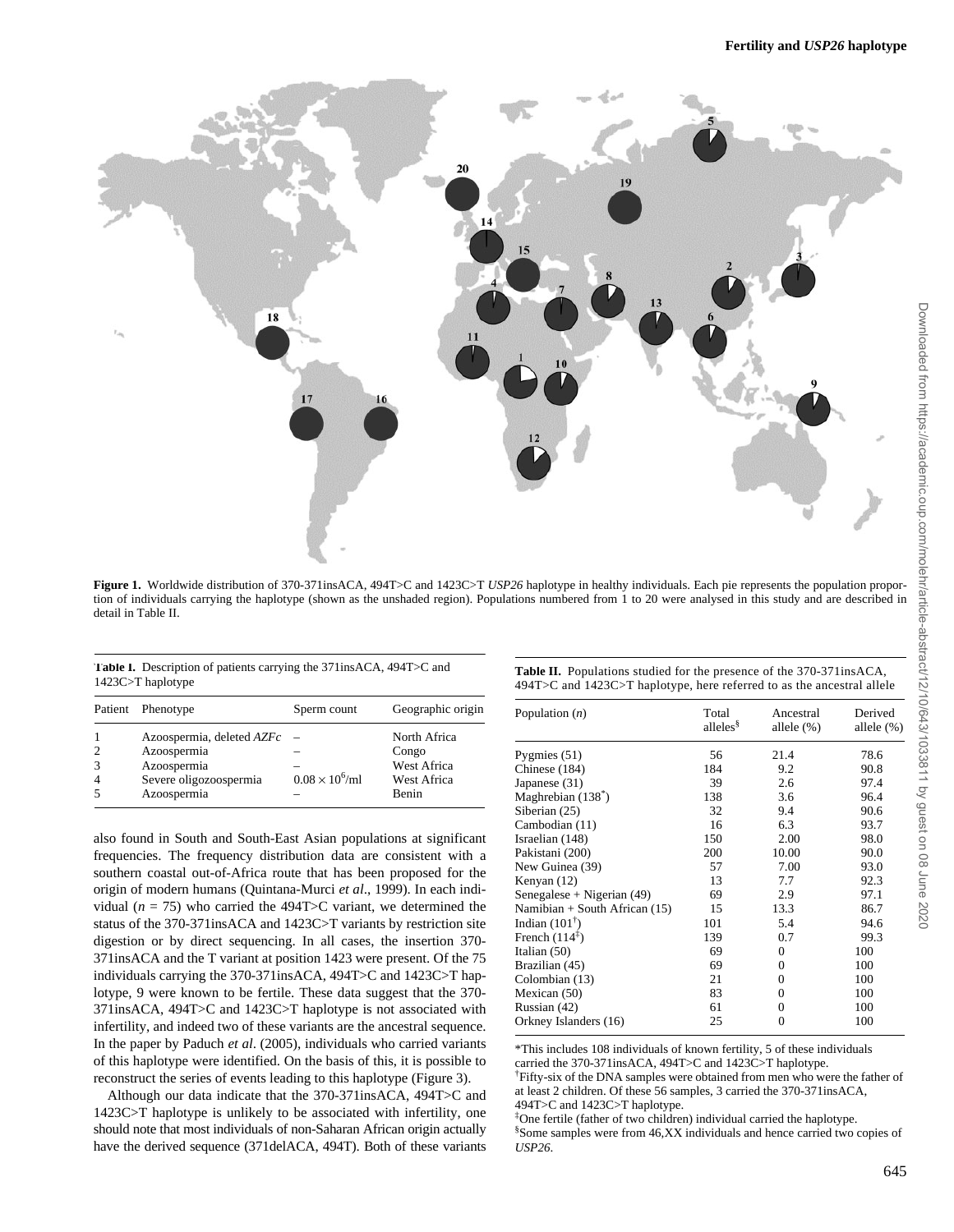**Figure 1.** Worldwide distribution of 370-371insACA, 494T>C and 1423C>T *USP26* haplotype in healthy individuals. Each pie represents the population proportion of individuals carrying the haplotype (shown as the unshaded region). Populations numbered from 1 to 20 were analysed in this study and are described in detail in Table II.

**Table I.** Description of patients carrying the 371insACA, 494T>C and 1423C>T haplotype

| Patient | Phenotype | Sperm count | Geographic origin |
|---|---|---|---|
| 1 | Azoospermia, deleted *AZFc* | – | North Africa |
| 2 | Azoospermia | – | Congo |
| 3 | Azoospermia | – | West Africa |
| 4 | Severe oligozoospermia | $0.08 \times 10^6$/ml | West Africa |
| 5 | Azoospermia | – | Benin |

also found in South and South-East Asian populations at significant frequencies. The frequency distribution data are consistent with a southern coastal out-of-Africa route that has been proposed for the origin of modern humans (Quintana-Murci *et al*., 1999). In each individual ($n$ = 75) who carried the 494T>C variant, we determined the status of the 370-371insACA and 1423C>T variants by restriction site digestion or by direct sequencing. In all cases, the insertion 370-371insACA and the T variant at position 1423 were present. Of the 75 individuals carrying the 370-371insACA, 494T>C and 1423C>T haplotype, 9 were known to be fertile. These data suggest that the 370-371insACA, 494T>C and 1423C>T haplotype is not associated with infertility, and indeed two of these variants are the ancestral sequence. In the paper by Paduch *et al*. (2005), individuals who carried variants of this haplotype were identified. On the basis of this, it is possible to reconstruct the series of events leading to this haplotype (Figure 3).

Although our data indicate that the 370-371insACA, 494T>C and 1423C>T haplotype is unlikely to be associated with infertility, one should note that most individuals of non-Saharan African origin actually have the derived sequence (371delACA, 494T). Both of these variants

**Table II.** Populations studied for the presence of the 370-371insACA, 494T>C and 1423C>T haplotype, here referred to as the ancestral allele

| Population ($n$) | Total alleles[§] | Ancestral allele (%) | Derived allele (%) |
|---|---|---|---|
| Pygmies (51) | 56 | 21.4 | 78.6 |
| Chinese (184) | 184 | 9.2 | 90.8 |
| Japanese (31) | 39 | 2.6 | 97.4 |
| Maghrebian (138[*]) | 138 | 3.6 | 96.4 |
| Siberian (25) | 32 | 9.4 | 90.6 |
| Cambodian (11) | 16 | 6.3 | 93.7 |
| Israelian (148) | 150 | 2.00 | 98.0 |
| Pakistani (200) | 200 | 10.00 | 90.0 |
| New Guinea (39) | 57 | 7.00 | 93.0 |
| Kenyan (12) | 13 | 7.7 | 92.3 |
| Senegalese + Nigerian (49) | 69 | 2.9 | 97.1 |
| Namibian + South African (15) | 15 | 13.3 | 86.7 |
| Indian (101[†]) | 101 | 5.4 | 94.6 |
| French (114[‡]) | 139 | 0.7 | 99.3 |
| Italian (50) | 69 | 0 | 100 |
| Brazilian (45) | 69 | 0 | 100 |
| Colombian (13) | 21 | 0 | 100 |
| Mexican (50) | 83 | 0 | 100 |
| Russian (42) | 61 | 0 | 100 |
| Orkney Islanders (16) | 25 | 0 | 100 |

*This includes 108 individuals of known fertility, 5 of these individuals carried the 370-371insACA, 494T>C and 1423C>T haplotype.
[†]Fifty-six of the DNA samples were obtained from men who were the father of at least 2 children. Of these 56 samples, 3 carried the 370-371insACA, 494T>C and 1423C>T haplotype.
[‡]One fertile (father of two children) individual carried the haplotype.
[§]Some samples were from 46,XX individuals and hence carried two copies of *USP26*.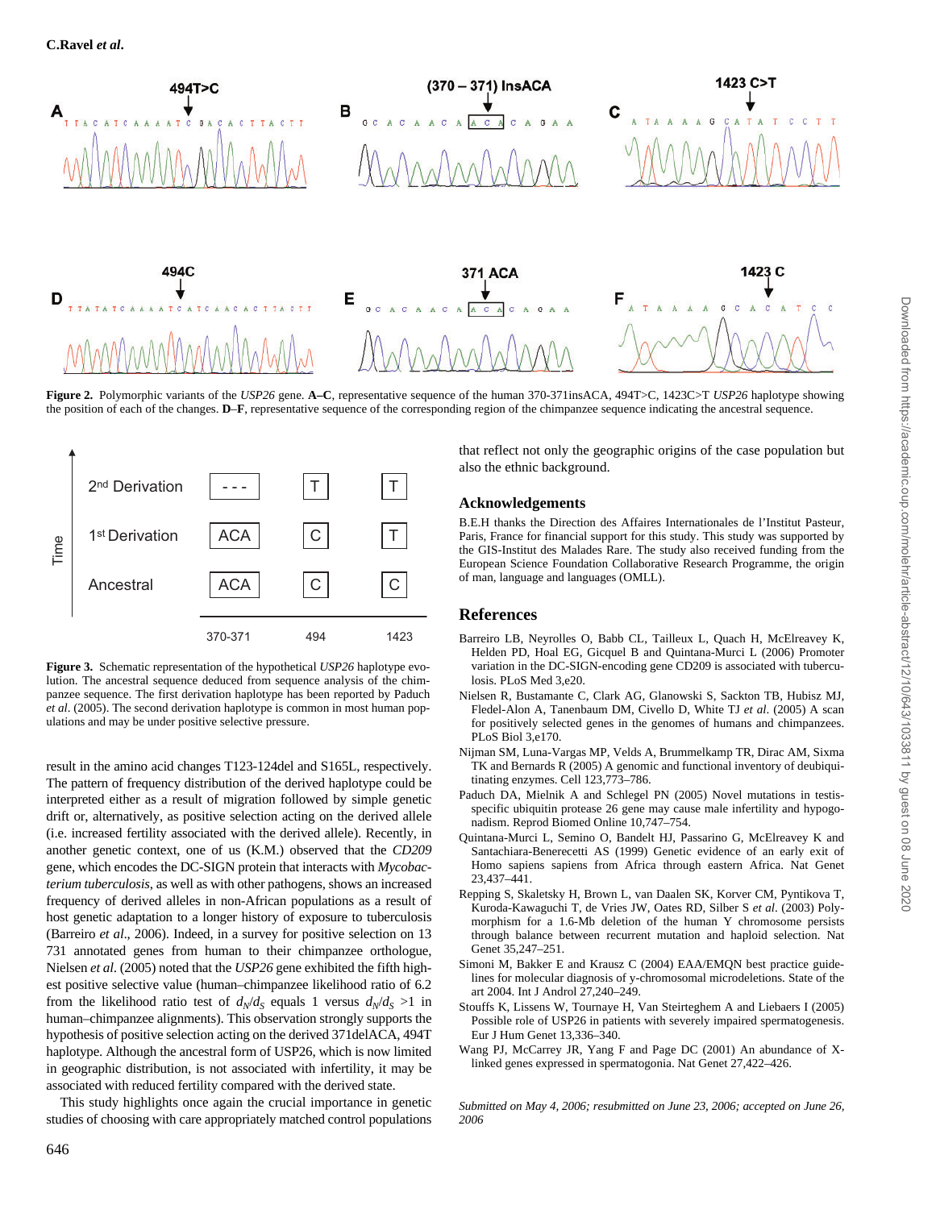**Figure 2.** Polymorphic variants of the *USP26* gene. **A–C**, representative sequence of the human 370-371insACA, 494T>C, 1423C>T *USP26* haplotype showing the position of each of the changes. **D–F**, representative sequence of the corresponding region of the chimpanzee sequence indicating the ancestral sequence.

**Figure 3.** Schematic representation of the hypothetical *USP26* haplotype evolution. The ancestral sequence deduced from sequence analysis of the chimpanzee sequence. The first derivation haplotype has been reported by Paduch *et al*. (2005). The second derivation haplotype is common in most human populations and may be under positive selective pressure.

result in the amino acid changes T123-124del and S165L, respectively. The pattern of frequency distribution of the derived haplotype could be interpreted either as a result of migration followed by simple genetic drift or, alternatively, as positive selection acting on the derived allele (i.e. increased fertility associated with the derived allele). Recently, in another genetic context, one of us (K.M.) observed that the *CD209* gene, which encodes the DC-SIGN protein that interacts with *Mycobacterium tuberculosis*, as well as with other pathogens, shows an increased frequency of derived alleles in non-African populations as a result of host genetic adaptation to a longer history of exposure to tuberculosis (Barreiro *et al*., 2006). Indeed, in a survey for positive selection on 13 731 annotated genes from human to their chimpanzee orthologue, Nielsen *et al*. (2005) noted that the *USP26* gene exhibited the fifth highest positive selective value (human–chimpanzee likelihood ratio of 6.2 from the likelihood ratio test of $d_N/d_S$ equals 1 versus $d_N/d_S$ >1 in human–chimpanzee alignments). This observation strongly supports the hypothesis of positive selection acting on the derived 371delACA, 494T haplotype. Although the ancestral form of USP26, which is now limited in geographic distribution, is not associated with infertility, it may be associated with reduced fertility compared with the derived state.

This study highlights once again the crucial importance in genetic studies of choosing with care appropriately matched control populations that reflect not only the geographic origins of the case population but also the ethnic background.

## Acknowledgements

B.E.H thanks the Direction des Affaires Internationales de l'Institut Pasteur, Paris, France for financial support for this study. This study was supported by the GIS-Institut des Malades Rare. The study also received funding from the European Science Foundation Collaborative Research Programme, the origin of man, language and languages (OMLL).

## References

Barreiro LB, Neyrolles O, Babb CL, Tailleux L, Quach H, McElreavey K, Helden PD, Hoal EG, Gicquel B and Quintana-Murci L (2006) Promoter variation in the DC-SIGN-encoding gene CD209 is associated with tuberculosis. PLoS Med 3,e20.

Nielsen R, Bustamente C, Clark AG, Glanowski S, Sackton TB, Hubisz MJ, Fledel-Alon A, Tanenbaum DM, Civello D, White TJ *et al*. (2005) A scan for positively selected genes in the genomes of humans and chimpanzees. PLoS Biol 3,e170.

Nijman SM, Luna-Vargas MP, Velds A, Brummelkamp TR, Dirac AM, Sixma TK and Bernards R (2005) A genomic and functional inventory of deubiquitinating enzymes. Cell 123,773–786.

Paduch DA, Mielnik A and Schlegel PN (2005) Novel mutations in testis-specific ubiquitin protease 26 gene may cause male infertility and hypogonadism. Reprod Biomed Online 10,747–754.

Quintana-Murci L, Semino O, Bandelt HJ, Passarino G, McElreavey K and Santachiara-Benerecetti AS (1999) Genetic evidence of an early exit of Homo sapiens sapiens from Africa through eastern Africa. Nat Genet 23,437–441.

Repping S, Skaletsky H, Brown L, van Daalen SK, Korver CM, Pyntikova T, Kuroda-Kawaguchi T, de Vries JW, Oates RD, Silber S *et al*. (2003) Polymorphism for a 1.6-Mb deletion of the human Y chromosome persists through balance between recurrent mutation and haploid selection. Nat Genet 35,247–251.

Simoni M, Bakker E and Krausz C (2004) EAA/EMQN best practice guidelines for molecular diagnosis of y-chromosomal microdeletions. State of the art 2004. Int J Androl 27,240–249.

Stouffs K, Lissens W, Tournaye H, Van Steirteghem A and Liebaers I (2005) Possible role of USP26 in patients with severely impaired spermatogenesis. Eur J Hum Genet 13,336–340.

Wang PJ, McCarrey JR, Yang F and Page DC (2001) An abundance of X-linked genes expressed in spermatogonia. Nat Genet 27,422–426.

*Submitted on May 4, 2006; resubmitted on June 23, 2006; accepted on June 26, 2006*